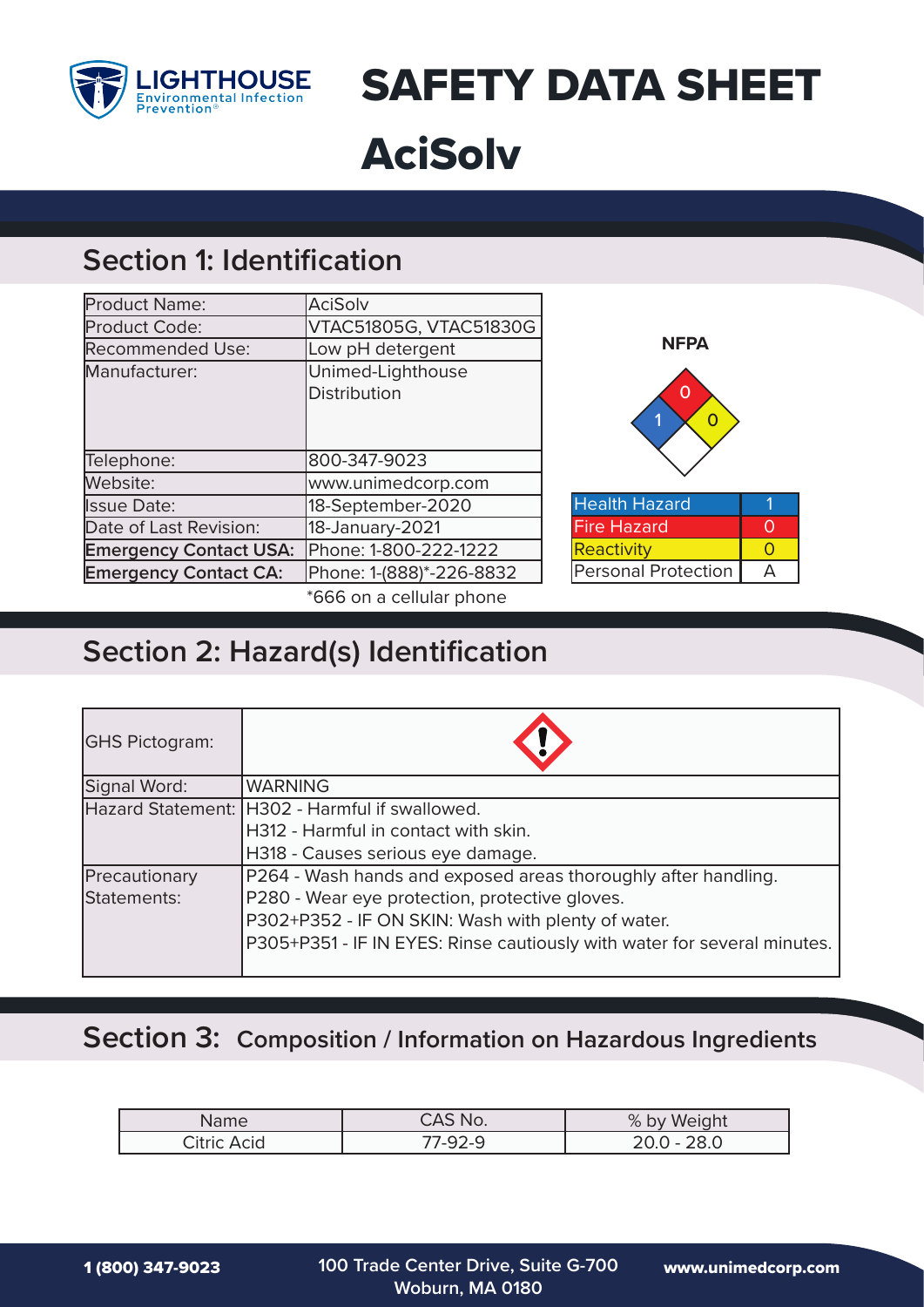LIGHTHOUSE Environmental Infection Prevention®

# SAFETY DATA SHEET

# AciSolv

## Section 1: Identification

| | |
|---|---|
| Product Name: | AciSolv |
| Product Code: | VTAC51805G, VTAC51830G |
| Recommended Use: | Low pH detergent |
| Manufacturer: | Unimed-Lighthouse Distribution |
| Telephone: | 800-347-9023 |
| Website: | www.unimedcorp.com |
| Issue Date: | 18-September-2020 |
| Date of Last Revision: | 18-January-2021 |
| **Emergency Contact USA:** | Phone: 1-800-222-1222 |
| **Emergency Contact CA:** | Phone: 1-(888)*-226-8832 |

*666 on a cellular phone

**NFPA**

| | |
|---|---|
| Health Hazard | 1 |
| Fire Hazard | 0 |
| Reactivity | 0 |
| Personal Protection | A |

## Section 2: Hazard(s) Identification

| | |
|---|---|
| GHS Pictogram: | |
| Signal Word: | WARNING |
| Hazard Statement: | H302 - Harmful if swallowed.<br>H312 - Harmful in contact with skin.<br>H318 - Causes serious eye damage. |
| Precautionary Statements: | P264 - Wash hands and exposed areas thoroughly after handling.<br>P280 - Wear eye protection, protective gloves.<br>P302+P352 - IF ON SKIN: Wash with plenty of water.<br>P305+P351 - IF IN EYES: Rinse cautiously with water for several minutes. |

## Section 3: Composition / Information on Hazardous Ingredients

| Name | CAS No. | % by Weight |
|---|---|---|
| Citric Acid | 77-92-9 | 20.0 - 28.0 |

1 (800) 347-9023 100 Trade Center Drive, Suite G-700 Woburn, MA 0180 www.unimedcorp.com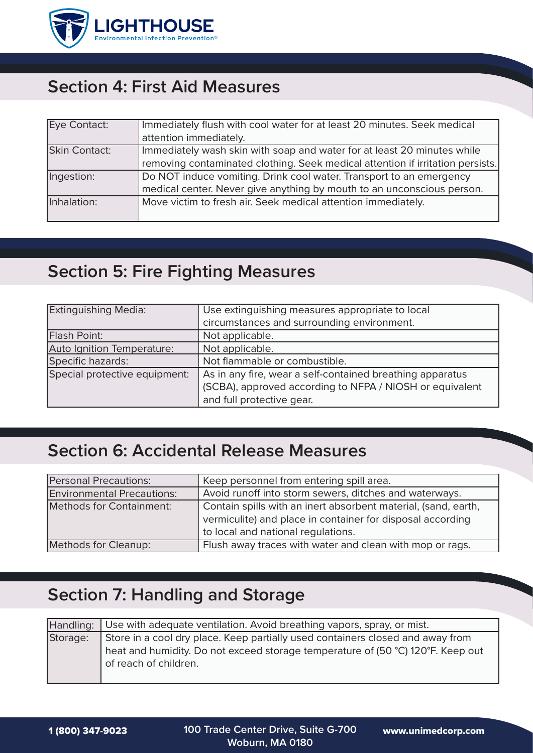## Section 4: First Aid Measures

| | |
|---|---|
| Eye Contact: | Immediately flush with cool water for at least 20 minutes. Seek medical attention immediately. |
| Skin Contact: | Immediately wash skin with soap and water for at least 20 minutes while removing contaminated clothing. Seek medical attention if irritation persists. |
| Ingestion: | Do NOT induce vomiting. Drink cool water. Transport to an emergency medical center. Never give anything by mouth to an unconscious person. |
| Inhalation: | Move victim to fresh air. Seek medical attention immediately. |

## Section 5: Fire Fighting Measures

| | |
|---|---|
| Extinguishing Media: | Use extinguishing measures appropriate to local circumstances and surrounding environment. |
| Flash Point: | Not applicable. |
| Auto Ignition Temperature: | Not applicable. |
| Specific hazards: | Not flammable or combustible. |
| Special protective equipment: | As in any fire, wear a self-contained breathing apparatus (SCBA), approved according to NFPA / NIOSH or equivalent and full protective gear. |

## Section 6: Accidental Release Measures

| | |
|---|---|
| Personal Precautions: | Keep personnel from entering spill area. |
| Environmental Precautions: | Avoid runoff into storm sewers, ditches and waterways. |
| Methods for Containment: | Contain spills with an inert absorbent material, (sand, earth, vermiculite) and place in container for disposal according to local and national regulations. |
| Methods for Cleanup: | Flush away traces with water and clean with mop or rags. |

## Section 7: Handling and Storage

| | |
|---|---|
| Handling: | Use with adequate ventilation. Avoid breathing vapors, spray, or mist. |
| Storage: | Store in a cool dry place. Keep partially used containers closed and away from heat and humidity. Do not exceed storage temperature of (50 °C) 120°F. Keep out of reach of children. |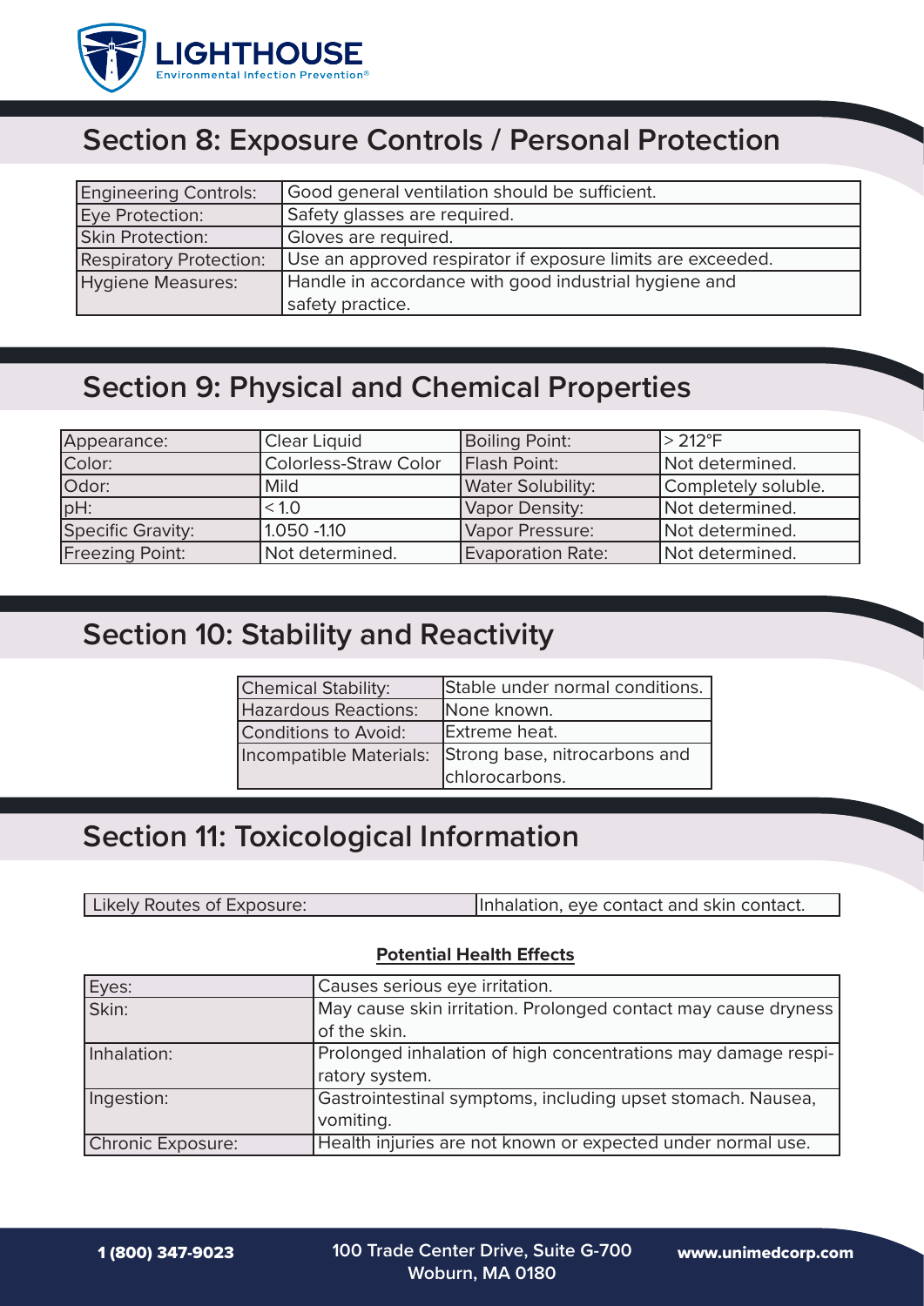## Section 8: Exposure Controls / Personal Protection

| | |
|---|---|
| Engineering Controls: | Good general ventilation should be sufficient. |
| Eye Protection: | Safety glasses are required. |
| Skin Protection: | Gloves are required. |
| Respiratory Protection: | Use an approved respirator if exposure limits are exceeded. |
| Hygiene Measures: | Handle in accordance with good industrial hygiene and safety practice. |

## Section 9: Physical and Chemical Properties

| | | | |
|---|---|---|---|
| Appearance: | Clear Liquid | Boiling Point: | > 212°F |
| Color: | Colorless-Straw Color | Flash Point: | Not determined. |
| Odor: | Mild | Water Solubility: | Completely soluble. |
| pH: | < 1.0 | Vapor Density: | Not determined. |
| Specific Gravity: | 1.050 -1.10 | Vapor Pressure: | Not determined. |
| Freezing Point: | Not determined. | Evaporation Rate: | Not determined. |

## Section 10: Stability and Reactivity

| | |
|---|---|
| Chemical Stability: | Stable under normal conditions. |
| Hazardous Reactions: | None known. |
| Conditions to Avoid: | Extreme heat. |
| Incompatible Materials: | Strong base, nitrocarbons and chlorocarbons. |

## Section 11: Toxicological Information

| | |
|---|---|
| Likely Routes of Exposure: | Inhalation, eye contact and skin contact. |

**Potential Health Effects**

| | |
|---|---|
| Eyes: | Causes serious eye irritation. |
| Skin: | May cause skin irritation. Prolonged contact may cause dryness of the skin. |
| Inhalation: | Prolonged inhalation of high concentrations may damage respiratory system. |
| Ingestion: | Gastrointestinal symptoms, including upset stomach. Nausea, vomiting. |
| Chronic Exposure: | Health injuries are not known or expected under normal use. |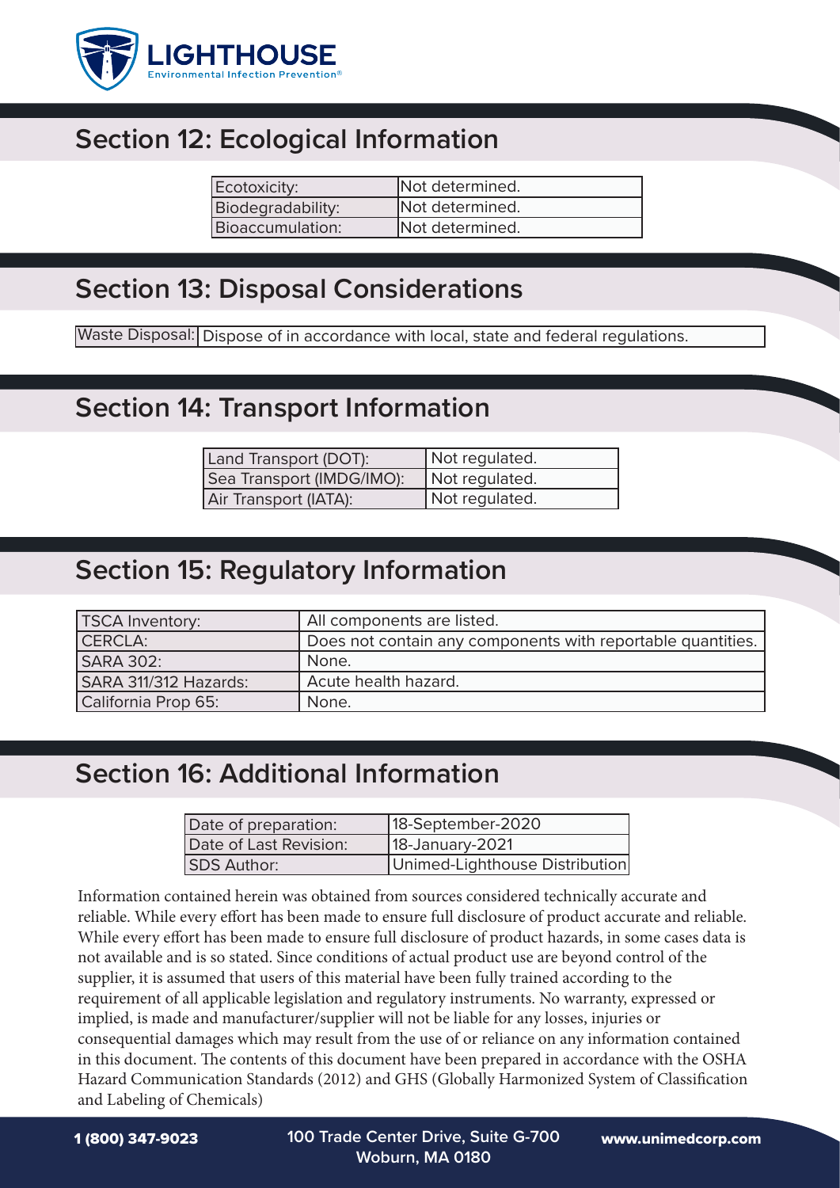## Section 12: Ecological Information

| | |
|---|---|
| Ecotoxicity: | Not determined. |
| Biodegradability: | Not determined. |
| Bioaccumulation: | Not determined. |

## Section 13: Disposal Considerations

| | |
|---|---|
| Waste Disposal: | Dispose of in accordance with local, state and federal regulations. |

## Section 14: Transport Information

| | |
|---|---|
| Land Transport (DOT): | Not regulated. |
| Sea Transport (IMDG/IMO): | Not regulated. |
| Air Transport (IATA): | Not regulated. |

## Section 15: Regulatory Information

| | |
|---|---|
| TSCA Inventory: | All components are listed. |
| CERCLA: | Does not contain any components with reportable quantities. |
| SARA 302: | None. |
| SARA 311/312 Hazards: | Acute health hazard. |
| California Prop 65: | None. |

## Section 16: Additional Information

| | |
|---|---|
| Date of preparation: | 18-September-2020 |
| Date of Last Revision: | 18-January-2021 |
| SDS Author: | Unimed-Lighthouse Distribution |

Information contained herein was obtained from sources considered technically accurate and reliable. While every effort has been made to ensure full disclosure of product accurate and reliable. While every effort has been made to ensure full disclosure of product hazards, in some cases data is not available and is so stated. Since conditions of actual product use are beyond control of the supplier, it is assumed that users of this material have been fully trained according to the requirement of all applicable legislation and regulatory instruments. No warranty, expressed or implied, is made and manufacturer/supplier will not be liable for any losses, injuries or consequential damages which may result from the use of or reliance on any information contained in this document. The contents of this document have been prepared in accordance with the OSHA Hazard Communication Standards (2012) and GHS (Globally Harmonized System of Classification and Labeling of Chemicals)

1 (800) 347-9023 | 100 Trade Center Drive, Suite G-700 Woburn, MA 0180 | www.unimedcorp.com